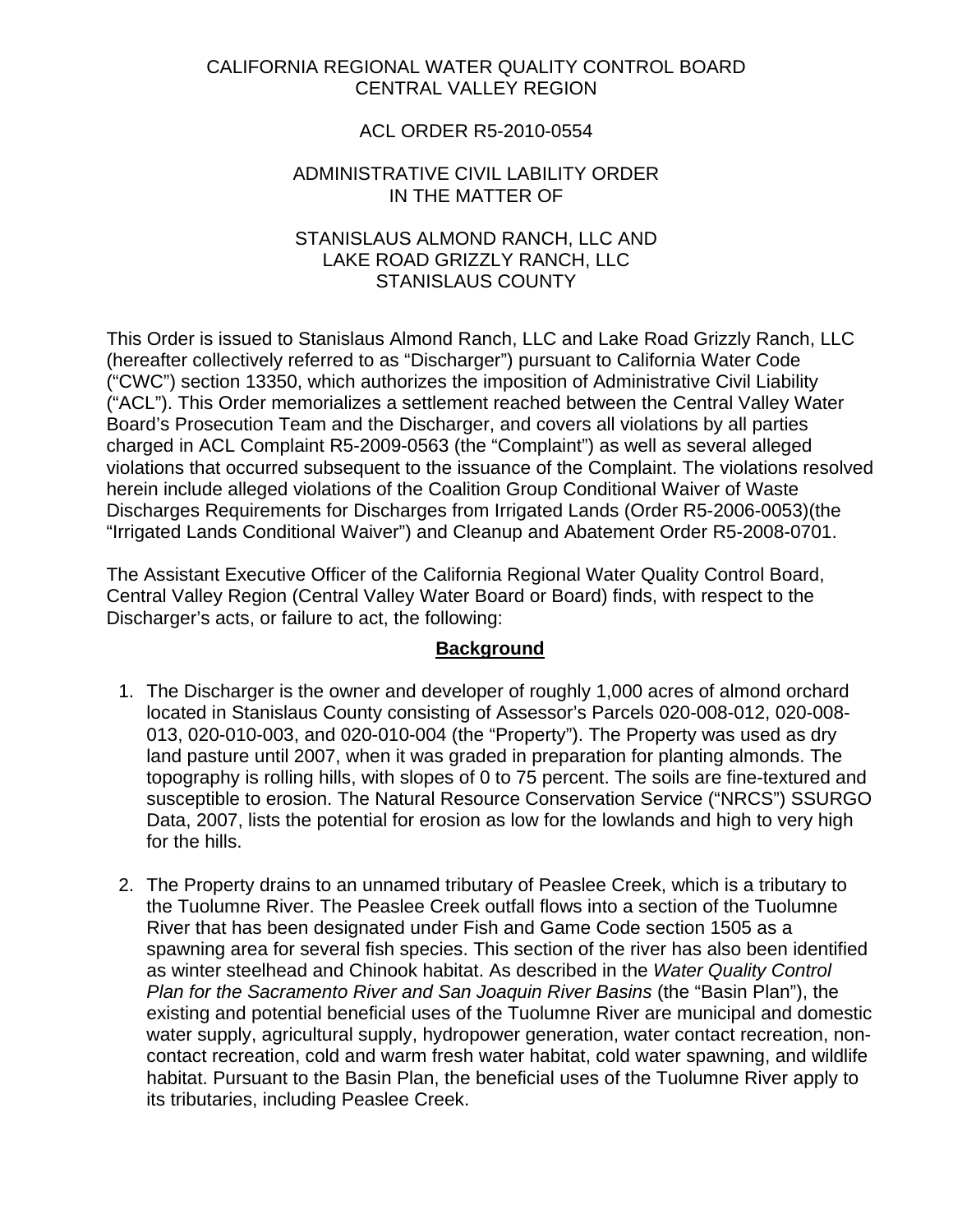# CALIFORNIA REGIONAL WATER QUALITY CONTROL BOARD
# CENTRAL VALLEY REGION

## ACL ORDER R5-2010-0554

## ADMINISTRATIVE CIVIL LABILITY ORDER
## IN THE MATTER OF

## STANISLAUS ALMOND RANCH, LLC AND
## LAKE ROAD GRIZZLY RANCH, LLC
## STANISLAUS COUNTY

This Order is issued to Stanislaus Almond Ranch, LLC and Lake Road Grizzly Ranch, LLC (hereafter collectively referred to as "Discharger") pursuant to California Water Code ("CWC") section 13350, which authorizes the imposition of Administrative Civil Liability ("ACL"). This Order memorializes a settlement reached between the Central Valley Water Board's Prosecution Team and the Discharger, and covers all violations by all parties charged in ACL Complaint R5-2009-0563 (the "Complaint") as well as several alleged violations that occurred subsequent to the issuance of the Complaint. The violations resolved herein include alleged violations of the Coalition Group Conditional Waiver of Waste Discharges Requirements for Discharges from Irrigated Lands (Order R5-2006-0053)(the "Irrigated Lands Conditional Waiver") and Cleanup and Abatement Order R5-2008-0701.

The Assistant Executive Officer of the California Regional Water Quality Control Board, Central Valley Region (Central Valley Water Board or Board) finds, with respect to the Discharger's acts, or failure to act, the following:

### Background

1. The Discharger is the owner and developer of roughly 1,000 acres of almond orchard located in Stanislaus County consisting of Assessor's Parcels 020-008-012, 020-008-013, 020-010-003, and 020-010-004 (the "Property"). The Property was used as dry land pasture until 2007, when it was graded in preparation for planting almonds. The topography is rolling hills, with slopes of 0 to 75 percent. The soils are fine-textured and susceptible to erosion. The Natural Resource Conservation Service ("NRCS") SSURGO Data, 2007, lists the potential for erosion as low for the lowlands and high to very high for the hills.

2. The Property drains to an unnamed tributary of Peaslee Creek, which is a tributary to the Tuolumne River. The Peaslee Creek outfall flows into a section of the Tuolumne River that has been designated under Fish and Game Code section 1505 as a spawning area for several fish species. This section of the river has also been identified as winter steelhead and Chinook habitat. As described in the *Water Quality Control Plan for the Sacramento River and San Joaquin River Basins* (the "Basin Plan"), the existing and potential beneficial uses of the Tuolumne River are municipal and domestic water supply, agricultural supply, hydropower generation, water contact recreation, non-contact recreation, cold and warm fresh water habitat, cold water spawning, and wildlife habitat. Pursuant to the Basin Plan, the beneficial uses of the Tuolumne River apply to its tributaries, including Peaslee Creek.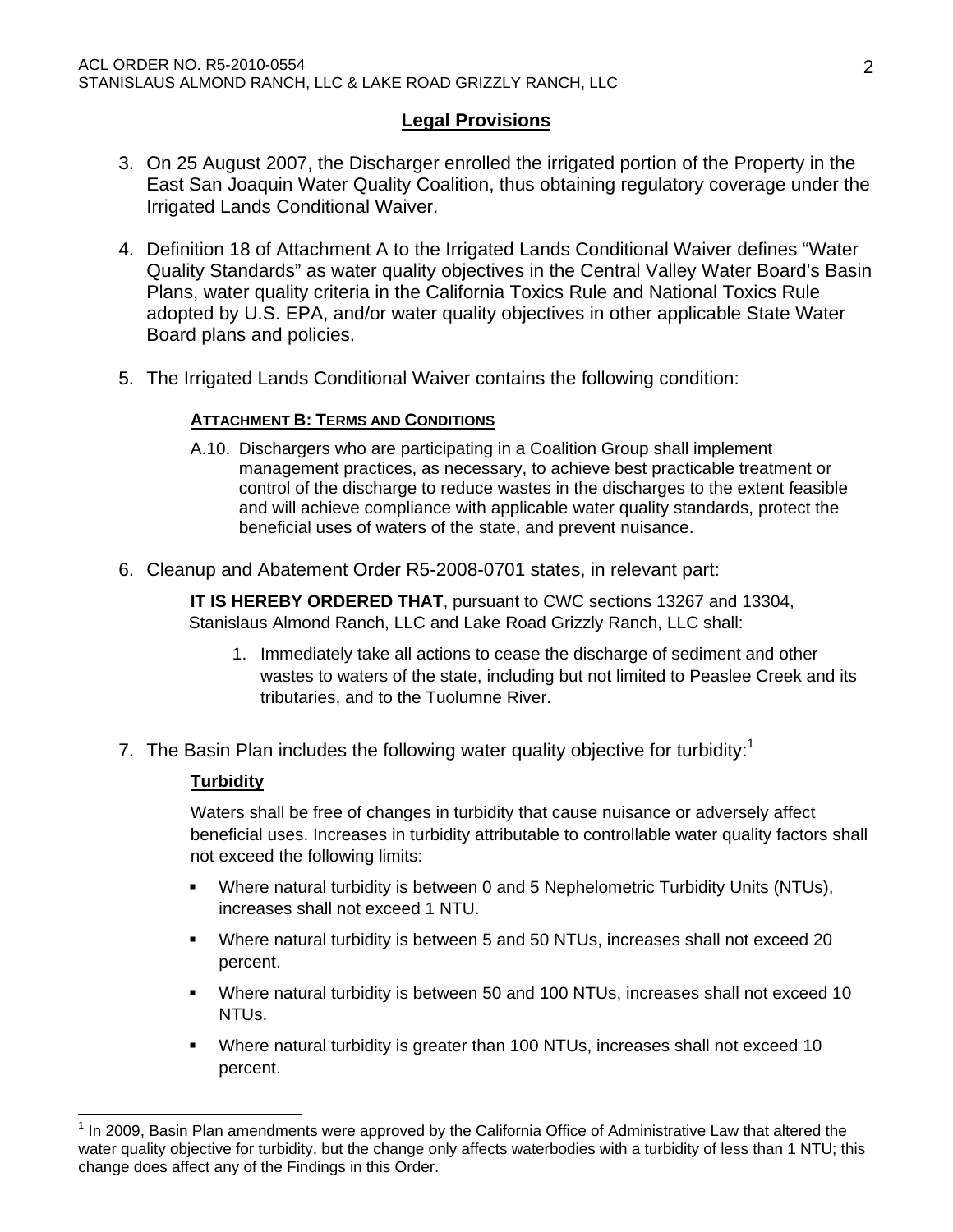## Legal Provisions

3. On 25 August 2007, the Discharger enrolled the irrigated portion of the Property in the East San Joaquin Water Quality Coalition, thus obtaining regulatory coverage under the Irrigated Lands Conditional Waiver.

4. Definition 18 of Attachment A to the Irrigated Lands Conditional Waiver defines "Water Quality Standards" as water quality objectives in the Central Valley Water Board's Basin Plans, water quality criteria in the California Toxics Rule and National Toxics Rule adopted by U.S. EPA, and/or water quality objectives in other applicable State Water Board plans and policies.

5. The Irrigated Lands Conditional Waiver contains the following condition:

   **ATTACHMENT B: TERMS AND CONDITIONS**

   A.10. Dischargers who are participating in a Coalition Group shall implement management practices, as necessary, to achieve best practicable treatment or control of the discharge to reduce wastes in the discharges to the extent feasible and will achieve compliance with applicable water quality standards, protect the beneficial uses of waters of the state, and prevent nuisance.

6. Cleanup and Abatement Order R5-2008-0701 states, in relevant part:

   **IT IS HEREBY ORDERED THAT**, pursuant to CWC sections 13267 and 13304, Stanislaus Almond Ranch, LLC and Lake Road Grizzly Ranch, LLC shall:

   1. Immediately take all actions to cease the discharge of sediment and other wastes to waters of the state, including but not limited to Peaslee Creek and its tributaries, and to the Tuolumne River.

7. The Basin Plan includes the following water quality objective for turbidity:[1]

   **Turbidity**

   Waters shall be free of changes in turbidity that cause nuisance or adversely affect beneficial uses. Increases in turbidity attributable to controllable water quality factors shall not exceed the following limits:

   - Where natural turbidity is between 0 and 5 Nephelometric Turbidity Units (NTUs), increases shall not exceed 1 NTU.
   - Where natural turbidity is between 5 and 50 NTUs, increases shall not exceed 20 percent.
   - Where natural turbidity is between 50 and 100 NTUs, increases shall not exceed 10 NTUs.
   - Where natural turbidity is greater than 100 NTUs, increases shall not exceed 10 percent.

[1] In 2009, Basin Plan amendments were approved by the California Office of Administrative Law that altered the water quality objective for turbidity, but the change only affects waterbodies with a turbidity of less than 1 NTU; this change does affect any of the Findings in this Order.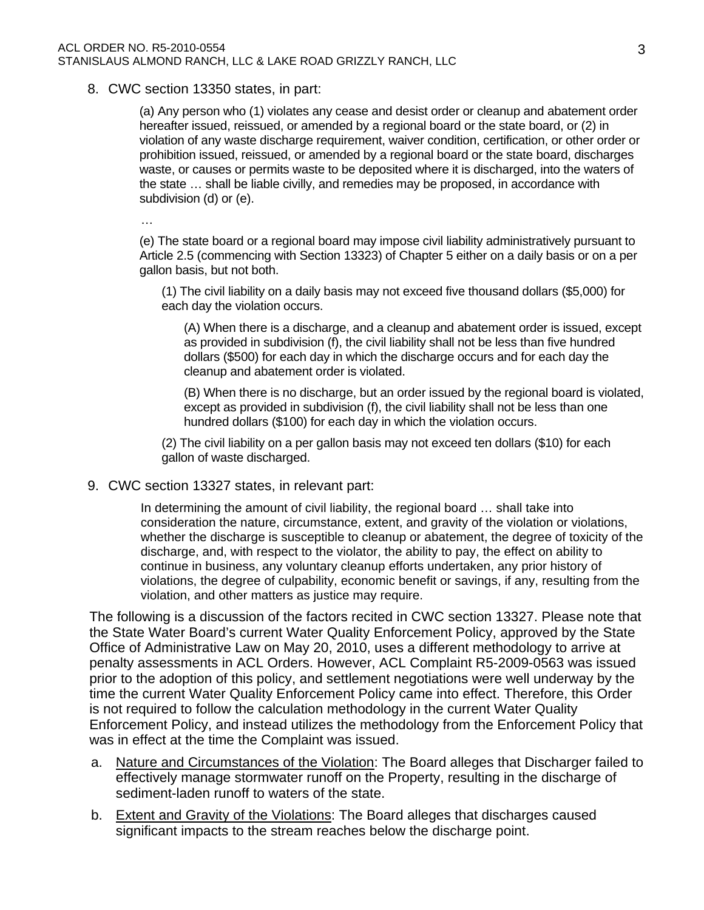8. CWC section 13350 states, in part:

   (a) Any person who (1) violates any cease and desist order or cleanup and abatement order hereafter issued, reissued, or amended by a regional board or the state board, or (2) in violation of any waste discharge requirement, waiver condition, certification, or other order or prohibition issued, reissued, or amended by a regional board or the state board, discharges waste, or causes or permits waste to be deposited where it is discharged, into the waters of the state … shall be liable civilly, and remedies may be proposed, in accordance with subdivision (d) or (e).

   …

   (e) The state board or a regional board may impose civil liability administratively pursuant to Article 2.5 (commencing with Section 13323) of Chapter 5 either on a daily basis or on a per gallon basis, but not both.

   (1) The civil liability on a daily basis may not exceed five thousand dollars ($5,000) for each day the violation occurs.

   (A) When there is a discharge, and a cleanup and abatement order is issued, except as provided in subdivision (f), the civil liability shall not be less than five hundred dollars ($500) for each day in which the discharge occurs and for each day the cleanup and abatement order is violated.

   (B) When there is no discharge, but an order issued by the regional board is violated, except as provided in subdivision (f), the civil liability shall not be less than one hundred dollars ($100) for each day in which the violation occurs.

   (2) The civil liability on a per gallon basis may not exceed ten dollars ($10) for each gallon of waste discharged.

9. CWC section 13327 states, in relevant part:

   In determining the amount of civil liability, the regional board … shall take into consideration the nature, circumstance, extent, and gravity of the violation or violations, whether the discharge is susceptible to cleanup or abatement, the degree of toxicity of the discharge, and, with respect to the violator, the ability to pay, the effect on ability to continue in business, any voluntary cleanup efforts undertaken, any prior history of violations, the degree of culpability, economic benefit or savings, if any, resulting from the violation, and other matters as justice may require.

The following is a discussion of the factors recited in CWC section 13327. Please note that the State Water Board's current Water Quality Enforcement Policy, approved by the State Office of Administrative Law on May 20, 2010, uses a different methodology to arrive at penalty assessments in ACL Orders. However, ACL Complaint R5-2009-0563 was issued prior to the adoption of this policy, and settlement negotiations were well underway by the time the current Water Quality Enforcement Policy came into effect. Therefore, this Order is not required to follow the calculation methodology in the current Water Quality Enforcement Policy, and instead utilizes the methodology from the Enforcement Policy that was in effect at the time the Complaint was issued.

a. <u>Nature and Circumstances of the Violation</u>: The Board alleges that Discharger failed to effectively manage stormwater runoff on the Property, resulting in the discharge of sediment-laden runoff to waters of the state.

b. <u>Extent and Gravity of the Violations</u>: The Board alleges that discharges caused significant impacts to the stream reaches below the discharge point.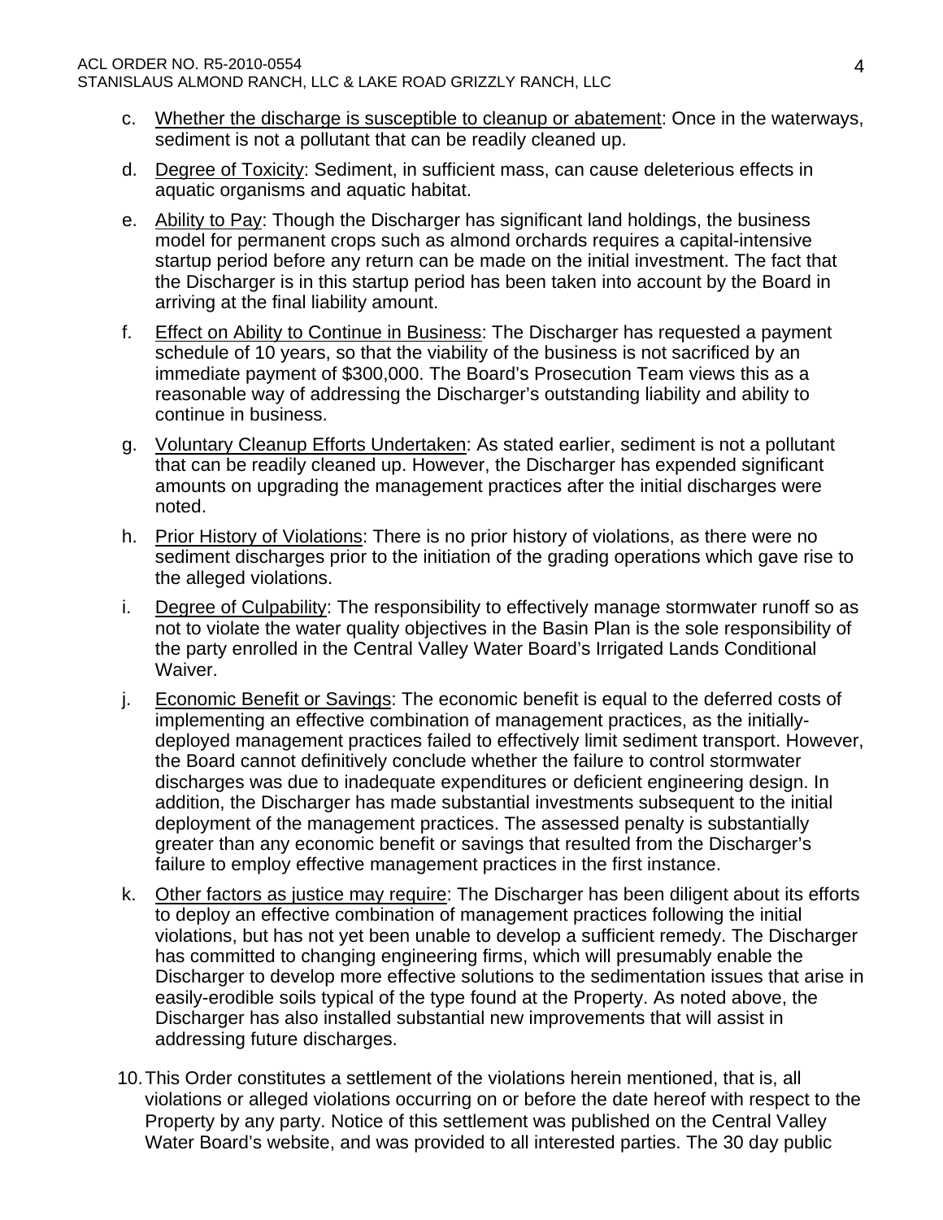c. <u>Whether the discharge is susceptible to cleanup or abatement</u>: Once in the waterways, sediment is not a pollutant that can be readily cleaned up.

d. <u>Degree of Toxicity</u>: Sediment, in sufficient mass, can cause deleterious effects in aquatic organisms and aquatic habitat.

e. <u>Ability to Pay</u>: Though the Discharger has significant land holdings, the business model for permanent crops such as almond orchards requires a capital-intensive startup period before any return can be made on the initial investment. The fact that the Discharger is in this startup period has been taken into account by the Board in arriving at the final liability amount.

f. <u>Effect on Ability to Continue in Business</u>: The Discharger has requested a payment schedule of 10 years, so that the viability of the business is not sacrificed by an immediate payment of $300,000. The Board's Prosecution Team views this as a reasonable way of addressing the Discharger's outstanding liability and ability to continue in business.

g. <u>Voluntary Cleanup Efforts Undertaken</u>: As stated earlier, sediment is not a pollutant that can be readily cleaned up. However, the Discharger has expended significant amounts on upgrading the management practices after the initial discharges were noted.

h. <u>Prior History of Violations</u>: There is no prior history of violations, as there were no sediment discharges prior to the initiation of the grading operations which gave rise to the alleged violations.

i. <u>Degree of Culpability</u>: The responsibility to effectively manage stormwater runoff so as not to violate the water quality objectives in the Basin Plan is the sole responsibility of the party enrolled in the Central Valley Water Board's Irrigated Lands Conditional Waiver.

j. <u>Economic Benefit or Savings</u>: The economic benefit is equal to the deferred costs of implementing an effective combination of management practices, as the initially-deployed management practices failed to effectively limit sediment transport. However, the Board cannot definitively conclude whether the failure to control stormwater discharges was due to inadequate expenditures or deficient engineering design. In addition, the Discharger has made substantial investments subsequent to the initial deployment of the management practices. The assessed penalty is substantially greater than any economic benefit or savings that resulted from the Discharger's failure to employ effective management practices in the first instance.

k. <u>Other factors as justice may require</u>: The Discharger has been diligent about its efforts to deploy an effective combination of management practices following the initial violations, but has not yet been unable to develop a sufficient remedy. The Discharger has committed to changing engineering firms, which will presumably enable the Discharger to develop more effective solutions to the sedimentation issues that arise in easily-erodible soils typical of the type found at the Property. As noted above, the Discharger has also installed substantial new improvements that will assist in addressing future discharges.

10. This Order constitutes a settlement of the violations herein mentioned, that is, all violations or alleged violations occurring on or before the date hereof with respect to the Property by any party. Notice of this settlement was published on the Central Valley Water Board's website, and was provided to all interested parties. The 30 day public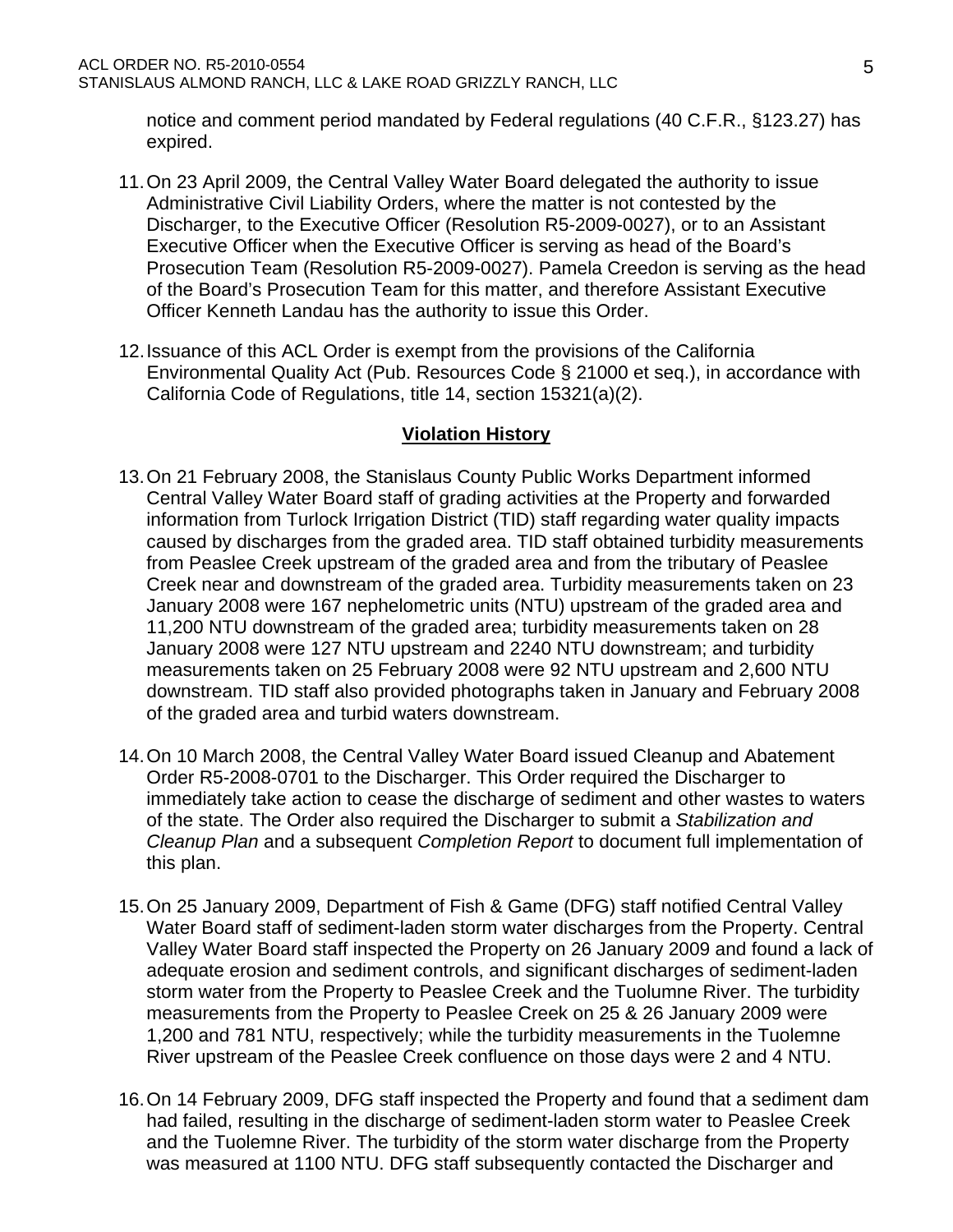notice and comment period mandated by Federal regulations (40 C.F.R., §123.27) has expired.

11. On 23 April 2009, the Central Valley Water Board delegated the authority to issue Administrative Civil Liability Orders, where the matter is not contested by the Discharger, to the Executive Officer (Resolution R5-2009-0027), or to an Assistant Executive Officer when the Executive Officer is serving as head of the Board's Prosecution Team (Resolution R5-2009-0027). Pamela Creedon is serving as the head of the Board's Prosecution Team for this matter, and therefore Assistant Executive Officer Kenneth Landau has the authority to issue this Order.

12. Issuance of this ACL Order is exempt from the provisions of the California Environmental Quality Act (Pub. Resources Code § 21000 et seq.), in accordance with California Code of Regulations, title 14, section 15321(a)(2).

## **Violation History**

13. On 21 February 2008, the Stanislaus County Public Works Department informed Central Valley Water Board staff of grading activities at the Property and forwarded information from Turlock Irrigation District (TID) staff regarding water quality impacts caused by discharges from the graded area. TID staff obtained turbidity measurements from Peaslee Creek upstream of the graded area and from the tributary of Peaslee Creek near and downstream of the graded area. Turbidity measurements taken on 23 January 2008 were 167 nephelometric units (NTU) upstream of the graded area and 11,200 NTU downstream of the graded area; turbidity measurements taken on 28 January 2008 were 127 NTU upstream and 2240 NTU downstream; and turbidity measurements taken on 25 February 2008 were 92 NTU upstream and 2,600 NTU downstream. TID staff also provided photographs taken in January and February 2008 of the graded area and turbid waters downstream.

14. On 10 March 2008, the Central Valley Water Board issued Cleanup and Abatement Order R5-2008-0701 to the Discharger. This Order required the Discharger to immediately take action to cease the discharge of sediment and other wastes to waters of the state. The Order also required the Discharger to submit a *Stabilization and Cleanup Plan* and a subsequent *Completion Report* to document full implementation of this plan.

15. On 25 January 2009, Department of Fish & Game (DFG) staff notified Central Valley Water Board staff of sediment-laden storm water discharges from the Property. Central Valley Water Board staff inspected the Property on 26 January 2009 and found a lack of adequate erosion and sediment controls, and significant discharges of sediment-laden storm water from the Property to Peaslee Creek and the Tuolumne River. The turbidity measurements from the Property to Peaslee Creek on 25 & 26 January 2009 were 1,200 and 781 NTU, respectively; while the turbidity measurements in the Tuolemne River upstream of the Peaslee Creek confluence on those days were 2 and 4 NTU.

16. On 14 February 2009, DFG staff inspected the Property and found that a sediment dam had failed, resulting in the discharge of sediment-laden storm water to Peaslee Creek and the Tuolemne River. The turbidity of the storm water discharge from the Property was measured at 1100 NTU. DFG staff subsequently contacted the Discharger and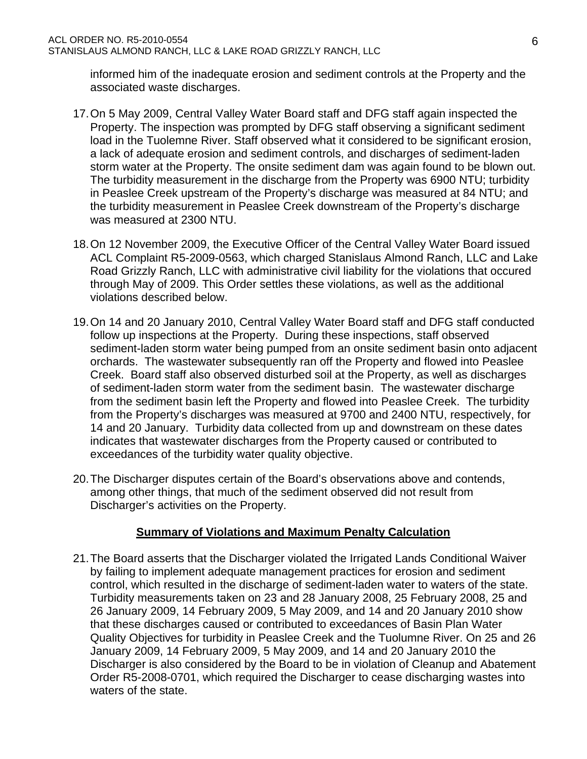informed him of the inadequate erosion and sediment controls at the Property and the associated waste discharges.

17. On 5 May 2009, Central Valley Water Board staff and DFG staff again inspected the Property. The inspection was prompted by DFG staff observing a significant sediment load in the Tuolemne River. Staff observed what it considered to be significant erosion, a lack of adequate erosion and sediment controls, and discharges of sediment-laden storm water at the Property. The onsite sediment dam was again found to be blown out. The turbidity measurement in the discharge from the Property was 6900 NTU; turbidity in Peaslee Creek upstream of the Property's discharge was measured at 84 NTU; and the turbidity measurement in Peaslee Creek downstream of the Property's discharge was measured at 2300 NTU.

18. On 12 November 2009, the Executive Officer of the Central Valley Water Board issued ACL Complaint R5-2009-0563, which charged Stanislaus Almond Ranch, LLC and Lake Road Grizzly Ranch, LLC with administrative civil liability for the violations that occured through May of 2009. This Order settles these violations, as well as the additional violations described below.

19. On 14 and 20 January 2010, Central Valley Water Board staff and DFG staff conducted follow up inspections at the Property. During these inspections, staff observed sediment-laden storm water being pumped from an onsite sediment basin onto adjacent orchards. The wastewater subsequently ran off the Property and flowed into Peaslee Creek. Board staff also observed disturbed soil at the Property, as well as discharges of sediment-laden storm water from the sediment basin. The wastewater discharge from the sediment basin left the Property and flowed into Peaslee Creek. The turbidity from the Property's discharges was measured at 9700 and 2400 NTU, respectively, for 14 and 20 January. Turbidity data collected from up and downstream on these dates indicates that wastewater discharges from the Property caused or contributed to exceedances of the turbidity water quality objective.

20. The Discharger disputes certain of the Board's observations above and contends, among other things, that much of the sediment observed did not result from Discharger's activities on the Property.

## Summary of Violations and Maximum Penalty Calculation

21. The Board asserts that the Discharger violated the Irrigated Lands Conditional Waiver by failing to implement adequate management practices for erosion and sediment control, which resulted in the discharge of sediment-laden water to waters of the state. Turbidity measurements taken on 23 and 28 January 2008, 25 February 2008, 25 and 26 January 2009, 14 February 2009, 5 May 2009, and 14 and 20 January 2010 show that these discharges caused or contributed to exceedances of Basin Plan Water Quality Objectives for turbidity in Peaslee Creek and the Tuolumne River. On 25 and 26 January 2009, 14 February 2009, 5 May 2009, and 14 and 20 January 2010 the Discharger is also considered by the Board to be in violation of Cleanup and Abatement Order R5-2008-0701, which required the Discharger to cease discharging wastes into waters of the state.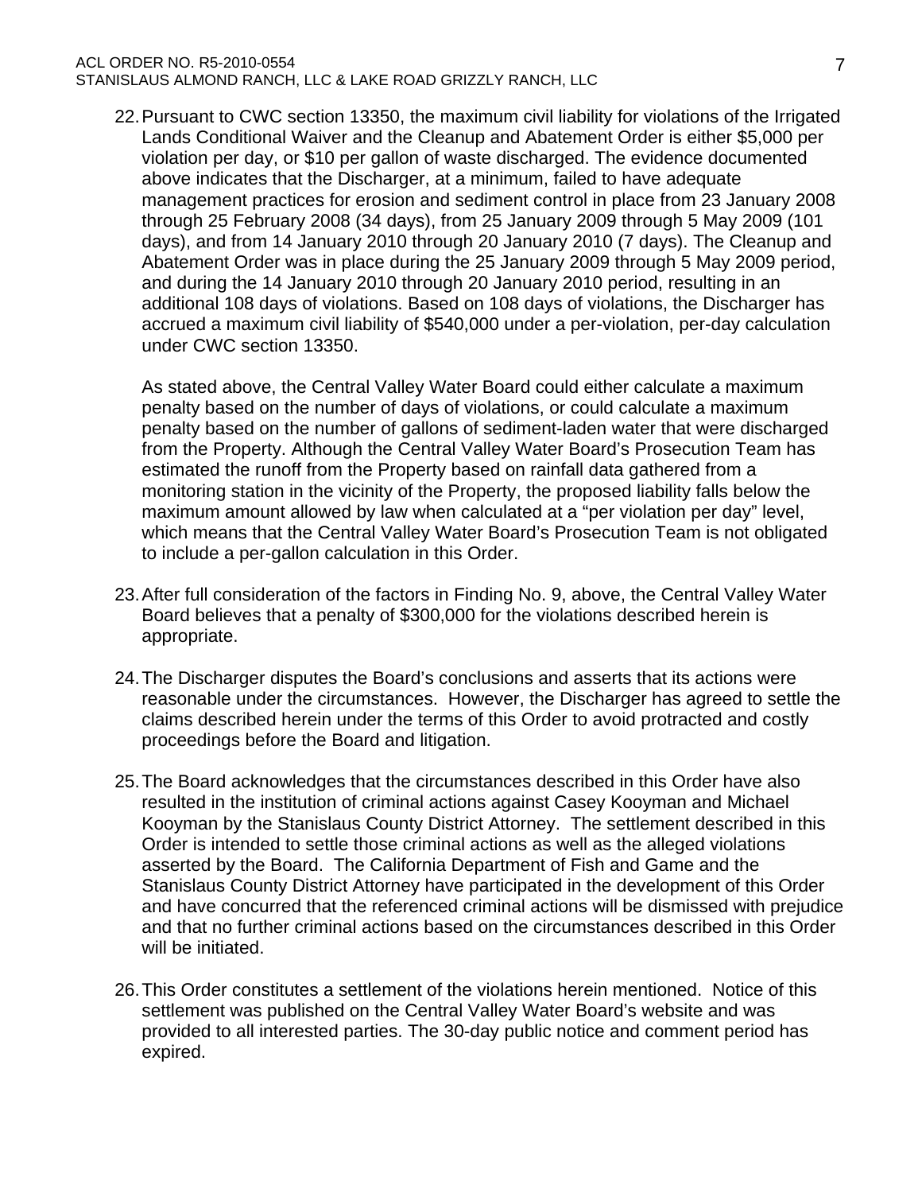22. Pursuant to CWC section 13350, the maximum civil liability for violations of the Irrigated Lands Conditional Waiver and the Cleanup and Abatement Order is either $5,000 per violation per day, or $10 per gallon of waste discharged. The evidence documented above indicates that the Discharger, at a minimum, failed to have adequate management practices for erosion and sediment control in place from 23 January 2008 through 25 February 2008 (34 days), from 25 January 2009 through 5 May 2009 (101 days), and from 14 January 2010 through 20 January 2010 (7 days). The Cleanup and Abatement Order was in place during the 25 January 2009 through 5 May 2009 period, and during the 14 January 2010 through 20 January 2010 period, resulting in an additional 108 days of violations. Based on 108 days of violations, the Discharger has accrued a maximum civil liability of $540,000 under a per-violation, per-day calculation under CWC section 13350.

    As stated above, the Central Valley Water Board could either calculate a maximum penalty based on the number of days of violations, or could calculate a maximum penalty based on the number of gallons of sediment-laden water that were discharged from the Property. Although the Central Valley Water Board's Prosecution Team has estimated the runoff from the Property based on rainfall data gathered from a monitoring station in the vicinity of the Property, the proposed liability falls below the maximum amount allowed by law when calculated at a "per violation per day" level, which means that the Central Valley Water Board's Prosecution Team is not obligated to include a per-gallon calculation in this Order.

23. After full consideration of the factors in Finding No. 9, above, the Central Valley Water Board believes that a penalty of $300,000 for the violations described herein is appropriate.

24. The Discharger disputes the Board's conclusions and asserts that its actions were reasonable under the circumstances. However, the Discharger has agreed to settle the claims described herein under the terms of this Order to avoid protracted and costly proceedings before the Board and litigation.

25. The Board acknowledges that the circumstances described in this Order have also resulted in the institution of criminal actions against Casey Kooyman and Michael Kooyman by the Stanislaus County District Attorney. The settlement described in this Order is intended to settle those criminal actions as well as the alleged violations asserted by the Board. The California Department of Fish and Game and the Stanislaus County District Attorney have participated in the development of this Order and have concurred that the referenced criminal actions will be dismissed with prejudice and that no further criminal actions based on the circumstances described in this Order will be initiated.

26. This Order constitutes a settlement of the violations herein mentioned. Notice of this settlement was published on the Central Valley Water Board's website and was provided to all interested parties. The 30-day public notice and comment period has expired.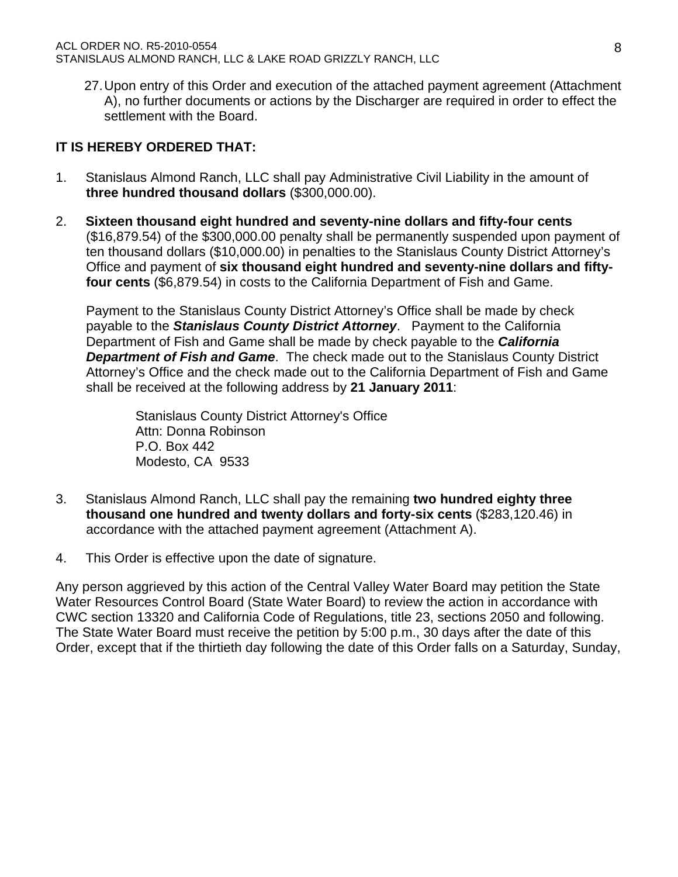27. Upon entry of this Order and execution of the attached payment agreement (Attachment A), no further documents or actions by the Discharger are required in order to effect the settlement with the Board.

**IT IS HEREBY ORDERED THAT:**

1. Stanislaus Almond Ranch, LLC shall pay Administrative Civil Liability in the amount of **three hundred thousand dollars** ($300,000.00).

2. **Sixteen thousand eight hundred and seventy-nine dollars and fifty-four cents** ($16,879.54) of the $300,000.00 penalty shall be permanently suspended upon payment of ten thousand dollars ($10,000.00) in penalties to the Stanislaus County District Attorney's Office and payment of **six thousand eight hundred and seventy-nine dollars and fifty-four cents** ($6,879.54) in costs to the California Department of Fish and Game.

   Payment to the Stanislaus County District Attorney's Office shall be made by check payable to the ***Stanislaus County District Attorney***. Payment to the California Department of Fish and Game shall be made by check payable to the ***California Department of Fish and Game***. The check made out to the Stanislaus County District Attorney's Office and the check made out to the California Department of Fish and Game shall be received at the following address by **21 January 2011**:

   Stanislaus County District Attorney's Office
   Attn: Donna Robinson
   P.O. Box 442
   Modesto, CA 9533

3. Stanislaus Almond Ranch, LLC shall pay the remaining **two hundred eighty three thousand one hundred and twenty dollars and forty-six cents** ($283,120.46) in accordance with the attached payment agreement (Attachment A).

4. This Order is effective upon the date of signature.

Any person aggrieved by this action of the Central Valley Water Board may petition the State Water Resources Control Board (State Water Board) to review the action in accordance with CWC section 13320 and California Code of Regulations, title 23, sections 2050 and following. The State Water Board must receive the petition by 5:00 p.m., 30 days after the date of this Order, except that if the thirtieth day following the date of this Order falls on a Saturday, Sunday,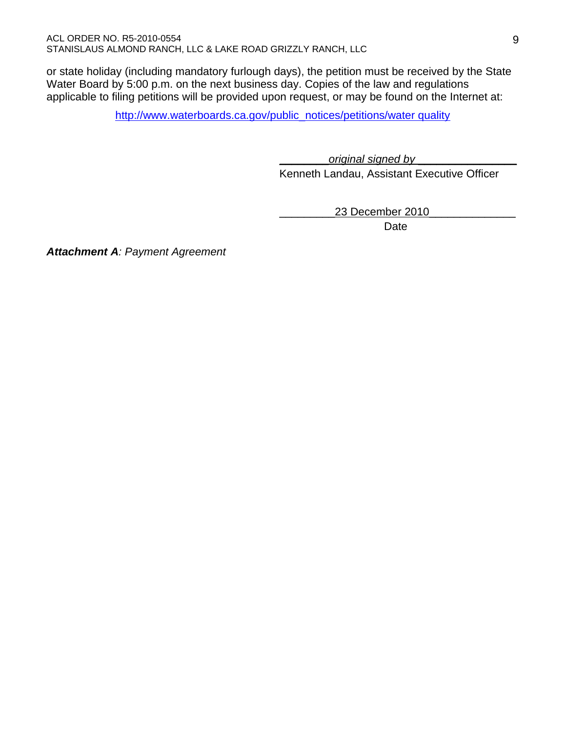or state holiday (including mandatory furlough days), the petition must be received by the State Water Board by 5:00 p.m. on the next business day. Copies of the law and regulations applicable to filing petitions will be provided upon request, or may be found on the Internet at:

http://www.waterboards.ca.gov/public_notices/petitions/water quality

_________*original signed by*_________________
Kenneth Landau, Assistant Executive Officer

__________23 December 2010______________
Date

***Attachment A****: Payment Agreement*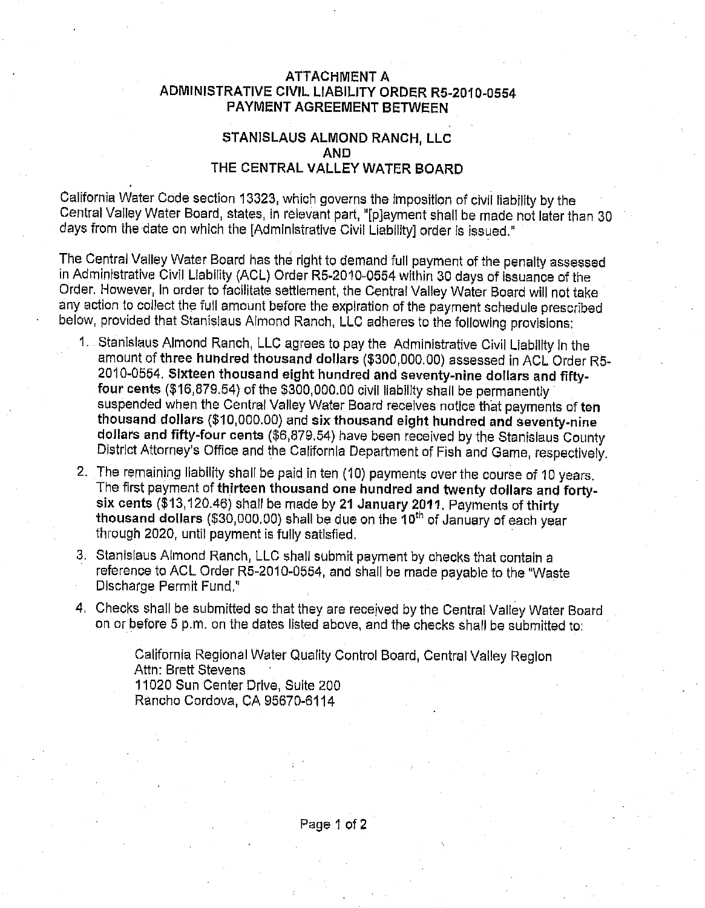# ATTACHMENT A
# ADMINISTRATIVE CIVIL LIABILITY ORDER R5-2010-0554
# PAYMENT AGREEMENT BETWEEN

## STANISLAUS ALMOND RANCH, LLC
## AND
## THE CENTRAL VALLEY WATER BOARD

California Water Code section 13323, which governs the imposition of civil liability by the Central Valley Water Board, states, in relevant part, "[p]ayment shall be made not later than 30 days from the date on which the [Administrative Civil Liability] order is issued."

The Central Valley Water Board has the right to demand full payment of the penalty assessed in Administrative Civil Liability (ACL) Order R5-2010-0554 within 30 days of issuance of the Order. However, in order to facilitate settlement, the Central Valley Water Board will not take any action to collect the full amount before the expiration of the payment schedule prescribed below, provided that Stanislaus Almond Ranch, LLC adheres to the following provisions:

1. Stanislaus Almond Ranch, LLC agrees to pay the Administrative Civil Liability in the amount of **three hundred thousand dollars** ($300,000.00) assessed in ACL Order R5-2010-0554. **Sixteen thousand eight hundred and seventy-nine dollars and fifty-four cents** ($16,879.54) of the $300,000.00 civil liability shall be permanently suspended when the Central Valley Water Board receives notice that payments of **ten thousand dollars** ($10,000.00) and **six thousand eight hundred and seventy-nine dollars and fifty-four cents** ($6,879.54) have been received by the Stanislaus County District Attorney's Office and the California Department of Fish and Game, respectively.
2. The remaining liability shall be paid in ten (10) payments over the course of 10 years. The first payment of **thirteen thousand one hundred and twenty dollars and forty-six cents** ($13,120.46) shall be made by **21 January 2011.** Payments of **thirty thousand dollars** ($30,000.00) shall be due on the **10th** of January of each year through 2020, until payment is fully satisfied.
3. Stanislaus Almond Ranch, LLC shall submit payment by checks that contain a reference to ACL Order R5-2010-0554, and shall be made payable to the "Waste Discharge Permit Fund."
4. Checks shall be submitted so that they are received by the Central Valley Water Board on or before 5 p.m. on the dates listed above, and the checks shall be submitted to:

    California Regional Water Quality Control Board, Central Valley Region
    Attn: Brett Stevens
    11020 Sun Center Drive, Suite 200
    Rancho Cordova, CA 95670-6114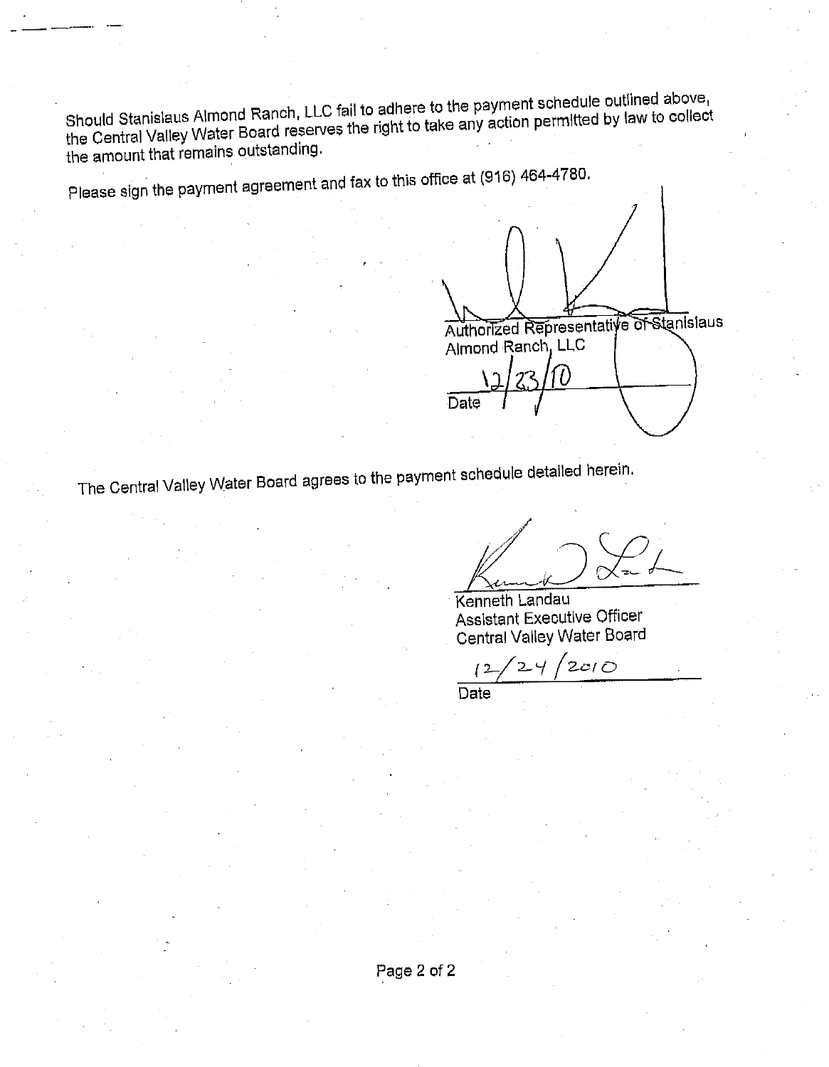Should Stanislaus Almond Ranch, LLC fail to adhere to the payment schedule outlined above, the Central Valley Water Board reserves the right to take any action permitted by law to collect the amount that remains outstanding.

Please sign the payment agreement and fax to this office at (916) 464-4780.

Authorized Representative of Stanislaus Almond Ranch, LLC

12/23/10
Date

The Central Valley Water Board agrees to the payment schedule detailed herein.

Kenneth Landau
Assistant Executive Officer
Central Valley Water Board

12/24/2010
Date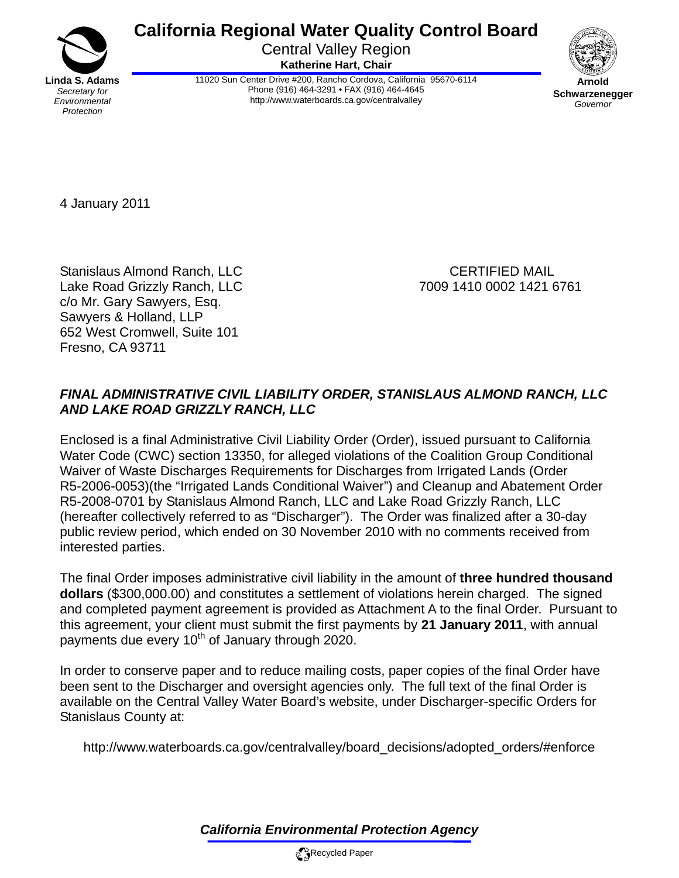**California Regional Water Quality Control Board**

Central Valley Region

**Katherine Hart, Chair**

**Linda S. Adams**
*Secretary for Environmental Protection*

11020 Sun Center Drive #200, Rancho Cordova, California 95670-6114
Phone (916) 464-3291 • FAX (916) 464-4645
http://www.waterboards.ca.gov/centralvalley

**Arnold Schwarzenegger**
*Governor*

4 January 2011

Stanislaus Almond Ranch, LLC
Lake Road Grizzly Ranch, LLC
c/o Mr. Gary Sawyers, Esq.
Sawyers & Holland, LLP
652 West Cromwell, Suite 101
Fresno, CA 93711

CERTIFIED MAIL
7009 1410 0002 1421 6761

***FINAL ADMINISTRATIVE CIVIL LIABILITY ORDER, STANISLAUS ALMOND RANCH, LLC AND LAKE ROAD GRIZZLY RANCH, LLC***

Enclosed is a final Administrative Civil Liability Order (Order), issued pursuant to California Water Code (CWC) section 13350, for alleged violations of the Coalition Group Conditional Waiver of Waste Discharges Requirements for Discharges from Irrigated Lands (Order R5-2006-0053)(the "Irrigated Lands Conditional Waiver") and Cleanup and Abatement Order R5-2008-0701 by Stanislaus Almond Ranch, LLC and Lake Road Grizzly Ranch, LLC (hereafter collectively referred to as "Discharger"). The Order was finalized after a 30-day public review period, which ended on 30 November 2010 with no comments received from interested parties.

The final Order imposes administrative civil liability in the amount of **three hundred thousand dollars** ($300,000.00) and constitutes a settlement of violations herein charged. The signed and completed payment agreement is provided as Attachment A to the final Order. Pursuant to this agreement, your client must submit the first payments by **21 January 2011**, with annual payments due every 10th of January through 2020.

In order to conserve paper and to reduce mailing costs, paper copies of the final Order have been sent to the Discharger and oversight agencies only. The full text of the final Order is available on the Central Valley Water Board's website, under Discharger-specific Orders for Stanislaus County at:

http://www.waterboards.ca.gov/centralvalley/board_decisions/adopted_orders/#enforce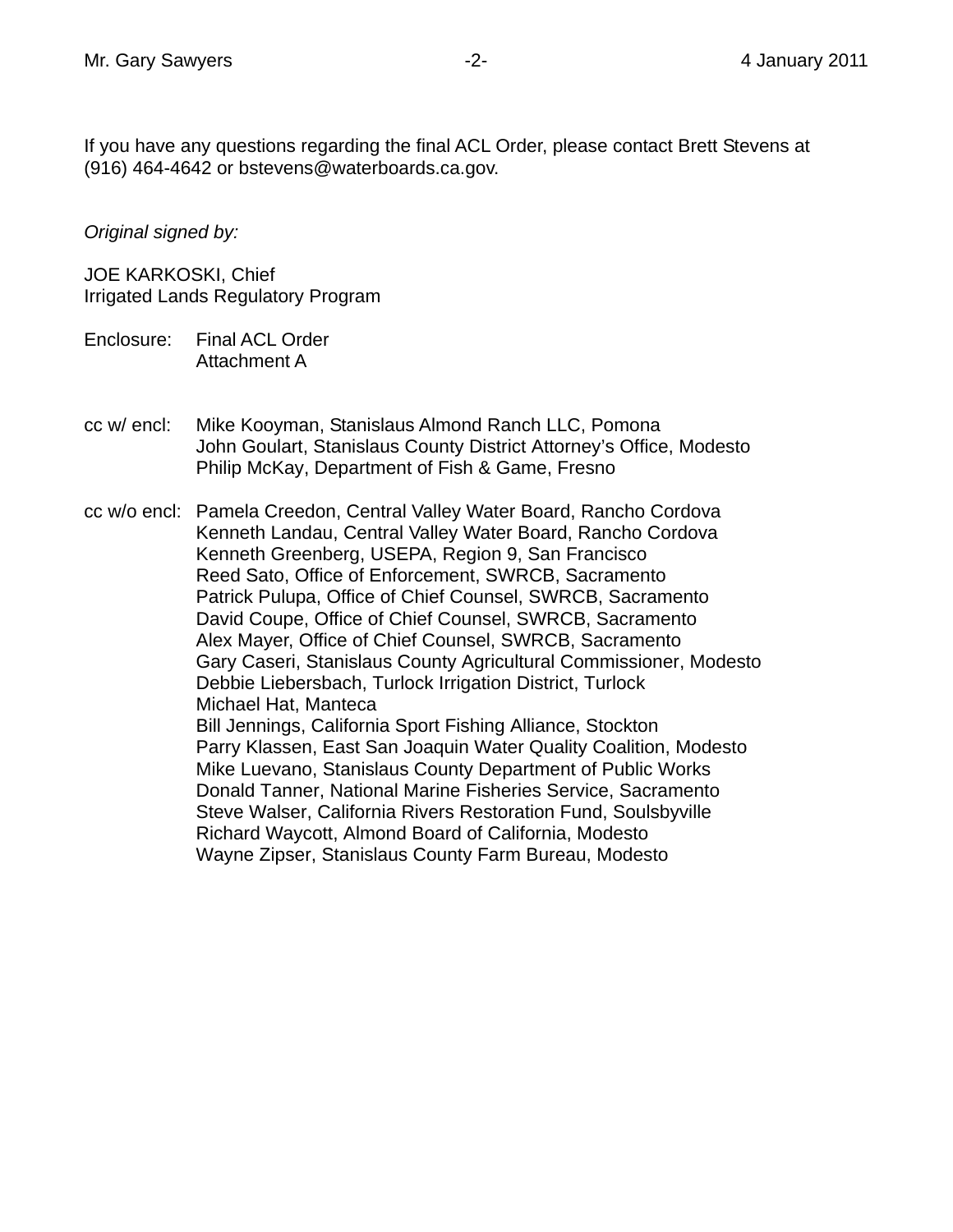If you have any questions regarding the final ACL Order, please contact Brett Stevens at (916) 464-4642 or bstevens@waterboards.ca.gov.

*Original signed by:*

JOE KARKOSKI, Chief
Irrigated Lands Regulatory Program

Enclosure: Final ACL Order
Attachment A

cc w/ encl: Mike Kooyman, Stanislaus Almond Ranch LLC, Pomona
John Goulart, Stanislaus County District Attorney's Office, Modesto
Philip McKay, Department of Fish & Game, Fresno

cc w/o encl: Pamela Creedon, Central Valley Water Board, Rancho Cordova
Kenneth Landau, Central Valley Water Board, Rancho Cordova
Kenneth Greenberg, USEPA, Region 9, San Francisco
Reed Sato, Office of Enforcement, SWRCB, Sacramento
Patrick Pulupa, Office of Chief Counsel, SWRCB, Sacramento
David Coupe, Office of Chief Counsel, SWRCB, Sacramento
Alex Mayer, Office of Chief Counsel, SWRCB, Sacramento
Gary Caseri, Stanislaus County Agricultural Commissioner, Modesto
Debbie Liebersbach, Turlock Irrigation District, Turlock
Michael Hat, Manteca
Bill Jennings, California Sport Fishing Alliance, Stockton
Parry Klassen, East San Joaquin Water Quality Coalition, Modesto
Mike Luevano, Stanislaus County Department of Public Works
Donald Tanner, National Marine Fisheries Service, Sacramento
Steve Walser, California Rivers Restoration Fund, Soulsbyville
Richard Waycott, Almond Board of California, Modesto
Wayne Zipser, Stanislaus County Farm Bureau, Modesto